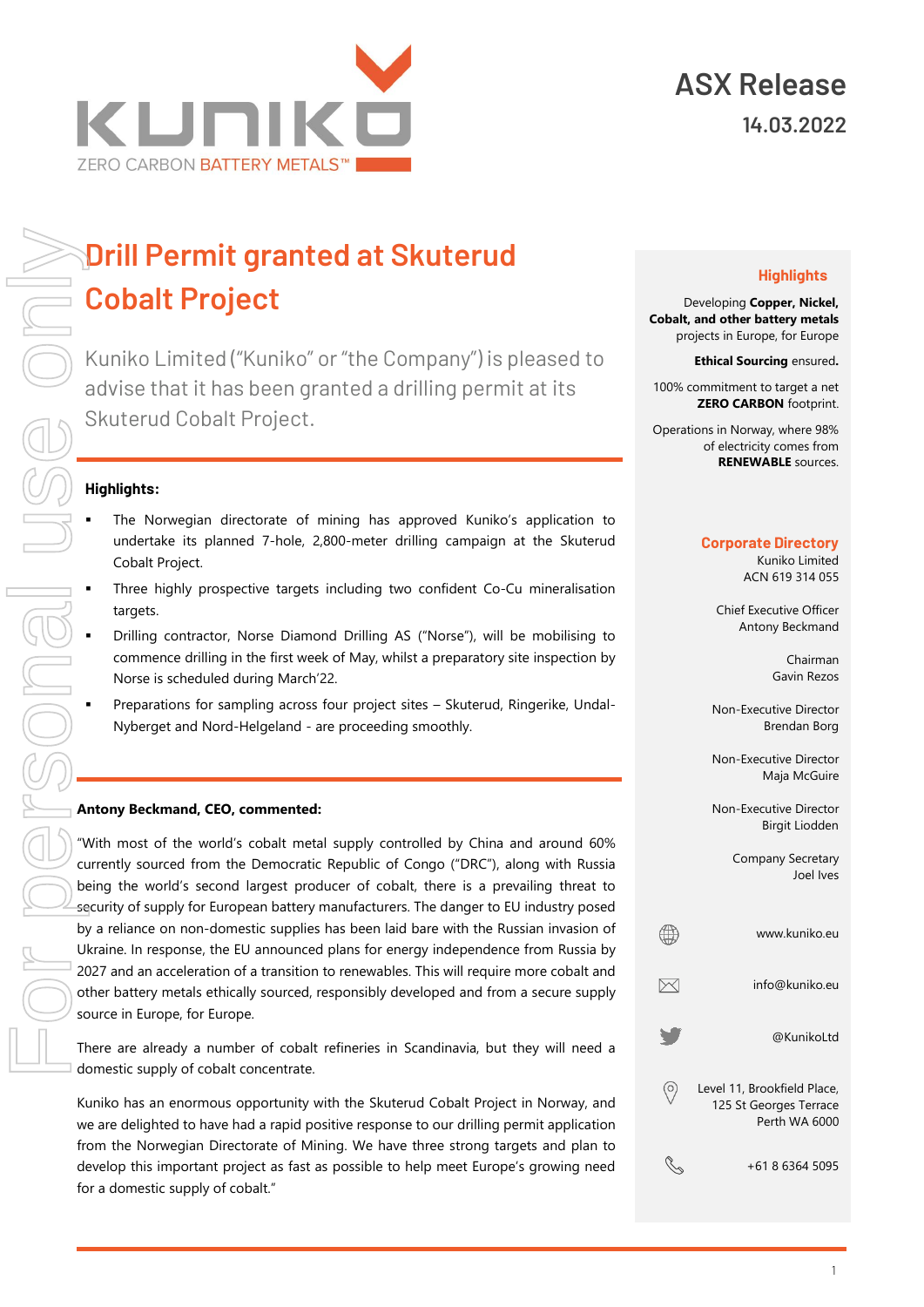ZERO CARBON BATTERY METALS™

# ASX Release

**14.03.2022**

# Drill Permit granted at Skuterud Cobalt Project

Kuniko Limited ("Kuniko" or "the Company") is pleased to advise that it has been granted a drilling permit at its Skuterud Cobalt Project.

**Highlights:**

- The Norwegian directorate of mining has approved Kuniko's application to undertake its planned 7-hole, 2,800-meter drilling campaign at the Skuterud Cobalt Project.
- Three highly prospective targets including two confident Co-Cu mineralisation targets.
- Drilling contractor, Norse Diamond Drilling AS ("Norse"), will be mobilising to commence drilling in the first week of May, whilst a preparatory site inspection by Norse is scheduled during March'22.
- Preparations for sampling across four project sites – Skuterud, Ringerike, Undal-Nyberget and Nord-Helgeland - are proceeding smoothly.

**Antony Beckmand, CEO, commented:**

"With most of the world's cobalt metal supply controlled by China and around 60% currently sourced from the Democratic Republic of Congo ("DRC"), along with Russia being the world's second largest producer of cobalt, there is a prevailing threat to security of supply for European battery manufacturers. The danger to EU industry posed by a reliance on non-domestic supplies has been laid bare with the Russian invasion of Ukraine. In response, the EU announced plans for energy independence from Russia by 2027 and an acceleration of a transition to renewables. This will require more cobalt and other battery metals ethically sourced, responsibly developed and from a secure supply source in Europe, for Europe.

There are already a number of cobalt refineries in Scandinavia, but they will need a domestic supply of cobalt concentrate.

Kuniko has an enormous opportunity with the Skuterud Cobalt Project in Norway, and we are delighted to have had a rapid positive response to our drilling permit application from the Norwegian Directorate of Mining. We have three strong targets and plan to develop this important project as fast as possible to help meet Europe's growing need for a domestic supply of cobalt."

## Highlights

Developing **Copper, Nickel, Cobalt, and other battery metals** projects in Europe, for Europe

**Ethical Sourcing** ensured**.**

100% commitment to target a net **ZERO CARBON** footprint.

Operations in Norway, where 98% of electricity comes from **RENEWABLE** sources.

## Corporate Directory

Kuniko Limited
ACN 619 314 055

Chief Executive Officer
Antony Beckmand

Chairman
Gavin Rezos

Non-Executive Director
Brendan Borg

Non-Executive Director
Maja McGuire

Non-Executive Director
Birgit Liodden

Company Secretary
Joel Ives

www.kuniko.eu

info@kuniko.eu

@KunikoLtd

Level 11, Brookfield Place,
125 St Georges Terrace
Perth WA 6000

+61 8 6364 5095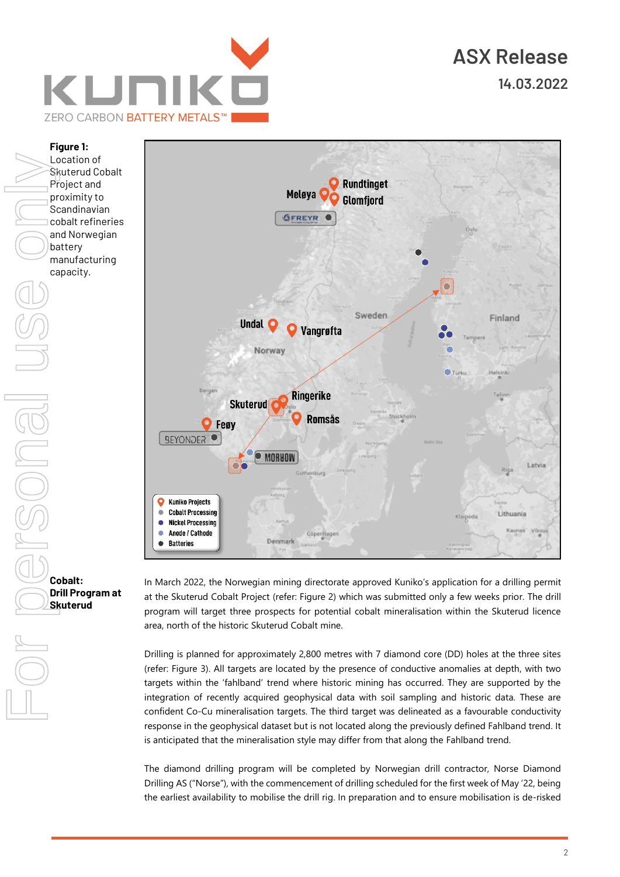**Figure 1:** Location of Skuterud Cobalt Project and proximity to Scandinavian cobalt refineries and Norwegian battery manufacturing capacity.

## Cobalt: Drill Program at Skuterud

In March 2022, the Norwegian mining directorate approved Kuniko's application for a drilling permit at the Skuterud Cobalt Project (refer: Figure 2) which was submitted only a few weeks prior. The drill program will target three prospects for potential cobalt mineralisation within the Skuterud licence area, north of the historic Skuterud Cobalt mine.

Drilling is planned for approximately 2,800 metres with 7 diamond core (DD) holes at the three sites (refer: Figure 3). All targets are located by the presence of conductive anomalies at depth, with two targets within the 'fahlband' trend where historic mining has occurred. They are supported by the integration of recently acquired geophysical data with soil sampling and historic data. These are confident Co-Cu mineralisation targets. The third target was delineated as a favourable conductivity response in the geophysical dataset but is not located along the previously defined Fahlband trend. It is anticipated that the mineralisation style may differ from that along the Fahlband trend.

The diamond drilling program will be completed by Norwegian drill contractor, Norse Diamond Drilling AS ("Norse"), with the commencement of drilling scheduled for the first week of May '22, being the earliest availability to mobilise the drill rig. In preparation and to ensure mobilisation is de-risked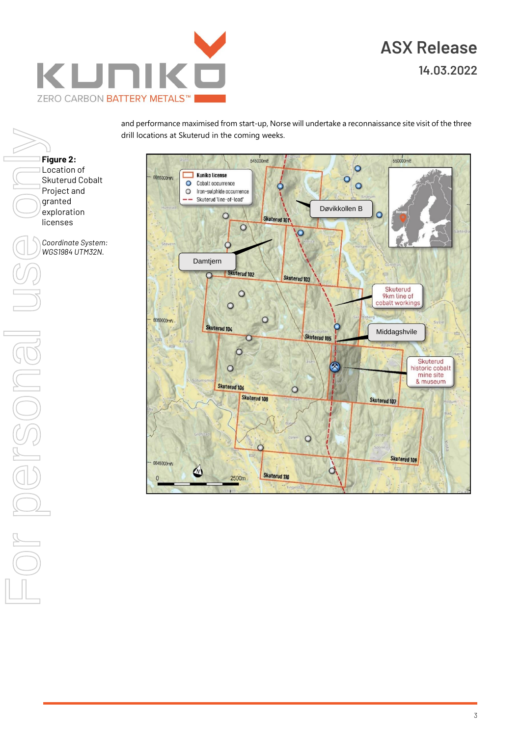and performance maximised from start-up, Norse will undertake a reconnaissance site visit of the three drill locations at Skuterud in the coming weeks.

**Figure 2:** Location of Skuterud Cobalt Project and granted exploration licenses

*Coordinate System: WGS1984 UTM32N.*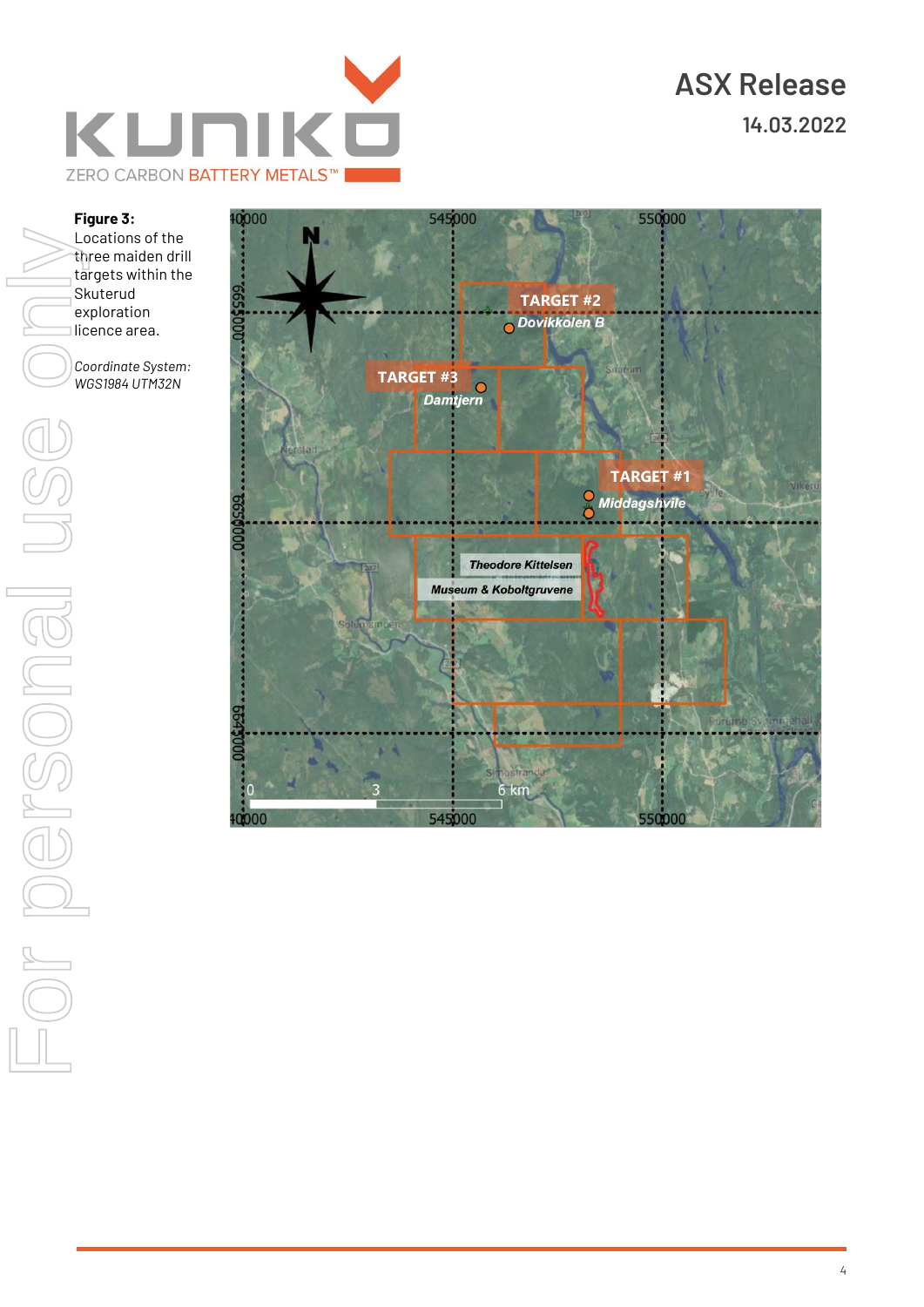**Figure 3:** Locations of the three maiden drill targets within the Skuterud exploration licence area.

*Coordinate System: WGS1984 UTM32N*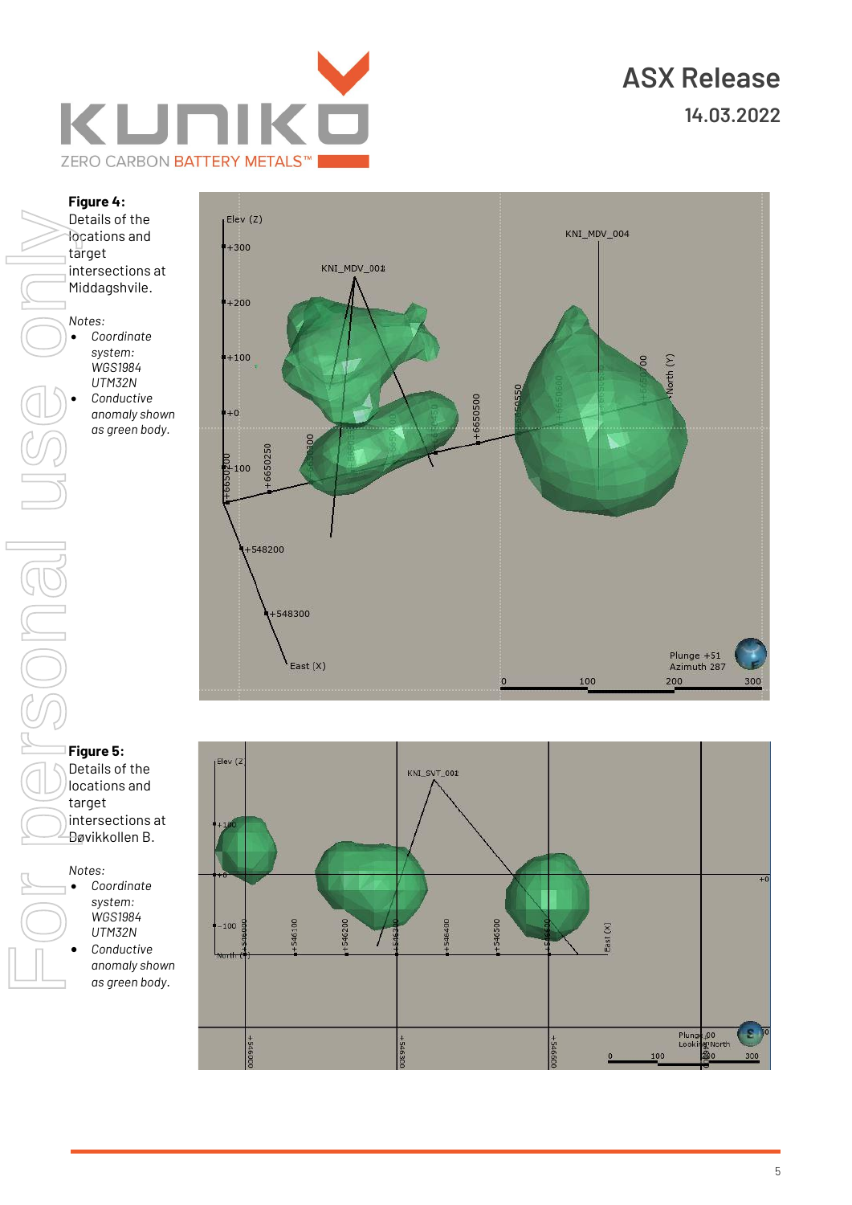**Figure 4:** Details of the locations and target intersections at Middagshvile.

*Notes:*

- *Coordinate system: WGS1984 UTM32N*
- *Conductive anomaly shown as green body.*

**Figure 5:** Details of the locations and target intersections at Døvikkollen B.

*Notes:*

- *Coordinate system: WGS1984 UTM32N*
- *Conductive anomaly shown as green body.*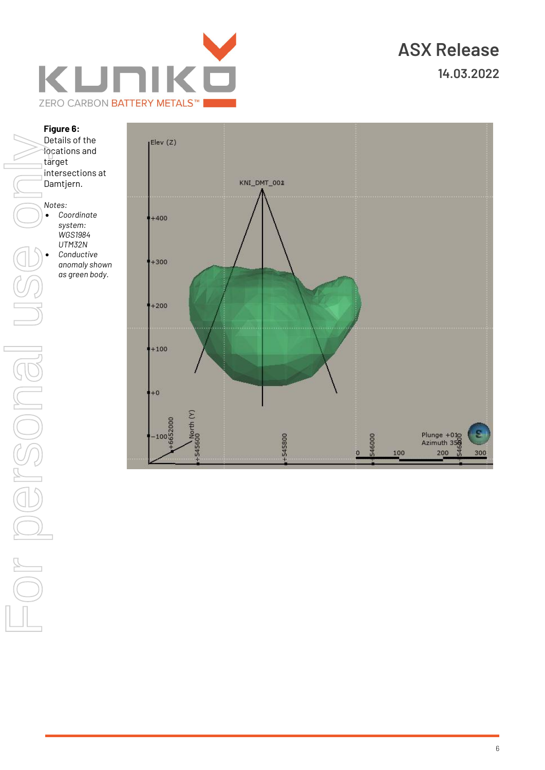**Figure 6:** Details of the locations and target intersections at Damtjern.

*Notes:*

- *Coordinate system: WGS1984 UTM32N*
- *Conductive anomaly shown as green body.*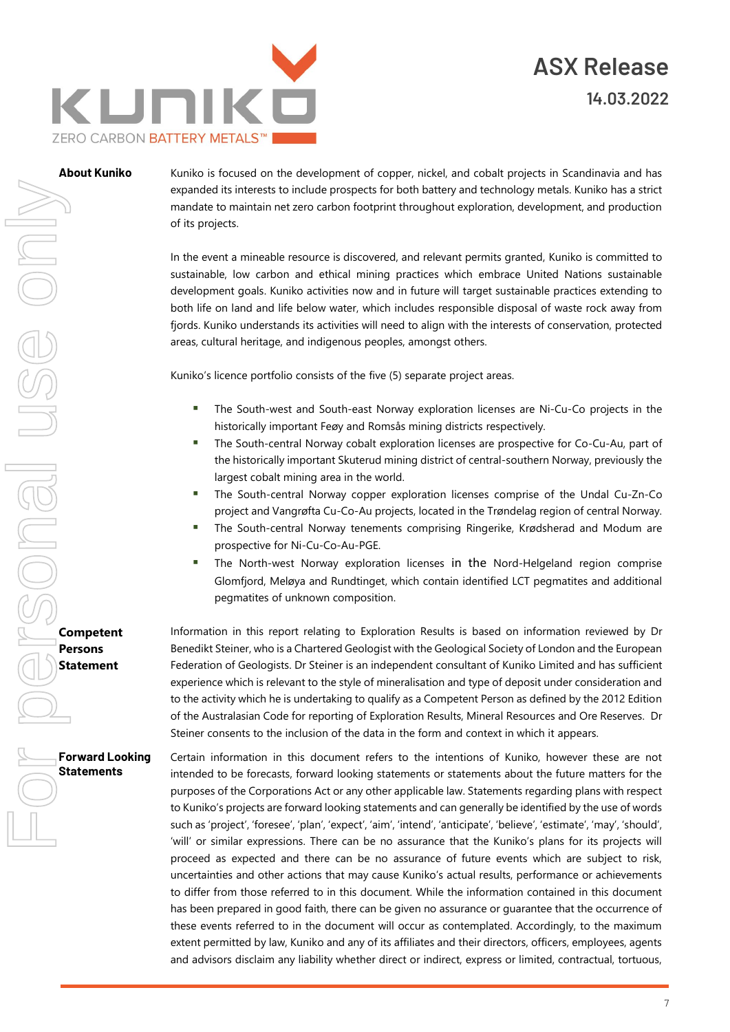## About Kuniko

Kuniko is focused on the development of copper, nickel, and cobalt projects in Scandinavia and has expanded its interests to include prospects for both battery and technology metals. Kuniko has a strict mandate to maintain net zero carbon footprint throughout exploration, development, and production of its projects.

In the event a mineable resource is discovered, and relevant permits granted, Kuniko is committed to sustainable, low carbon and ethical mining practices which embrace United Nations sustainable development goals. Kuniko activities now and in future will target sustainable practices extending to both life on land and life below water, which includes responsible disposal of waste rock away from fjords. Kuniko understands its activities will need to align with the interests of conservation, protected areas, cultural heritage, and indigenous peoples, amongst others.

Kuniko's licence portfolio consists of the five (5) separate project areas.

- The South-west and South-east Norway exploration licenses are Ni-Cu-Co projects in the historically important Feøy and Romsås mining districts respectively.
- The South-central Norway cobalt exploration licenses are prospective for Co-Cu-Au, part of the historically important Skuterud mining district of central-southern Norway, previously the largest cobalt mining area in the world.
- The South-central Norway copper exploration licenses comprise of the Undal Cu-Zn-Co project and Vangrøfta Cu-Co-Au projects, located in the Trøndelag region of central Norway.
- The South-central Norway tenements comprising Ringerike, Krødsherad and Modum are prospective for Ni-Cu-Co-Au-PGE.
- The North-west Norway exploration licenses in the Nord-Helgeland region comprise Glomfjord, Meløya and Rundtinget, which contain identified LCT pegmatites and additional pegmatites of unknown composition.

## Competent Persons Statement

Information in this report relating to Exploration Results is based on information reviewed by Dr Benedikt Steiner, who is a Chartered Geologist with the Geological Society of London and the European Federation of Geologists. Dr Steiner is an independent consultant of Kuniko Limited and has sufficient experience which is relevant to the style of mineralisation and type of deposit under consideration and to the activity which he is undertaking to qualify as a Competent Person as defined by the 2012 Edition of the Australasian Code for reporting of Exploration Results, Mineral Resources and Ore Reserves. Dr Steiner consents to the inclusion of the data in the form and context in which it appears.

## Forward Looking Statements

Certain information in this document refers to the intentions of Kuniko, however these are not intended to be forecasts, forward looking statements or statements about the future matters for the purposes of the Corporations Act or any other applicable law. Statements regarding plans with respect to Kuniko's projects are forward looking statements and can generally be identified by the use of words such as 'project', 'foresee', 'plan', 'expect', 'aim', 'intend', 'anticipate', 'believe', 'estimate', 'may', 'should', 'will' or similar expressions. There can be no assurance that the Kuniko's plans for its projects will proceed as expected and there can be no assurance of future events which are subject to risk, uncertainties and other actions that may cause Kuniko's actual results, performance or achievements to differ from those referred to in this document. While the information contained in this document has been prepared in good faith, there can be given no assurance or guarantee that the occurrence of these events referred to in the document will occur as contemplated. Accordingly, to the maximum extent permitted by law, Kuniko and any of its affiliates and their directors, officers, employees, agents and advisors disclaim any liability whether direct or indirect, express or limited, contractual, tortuous,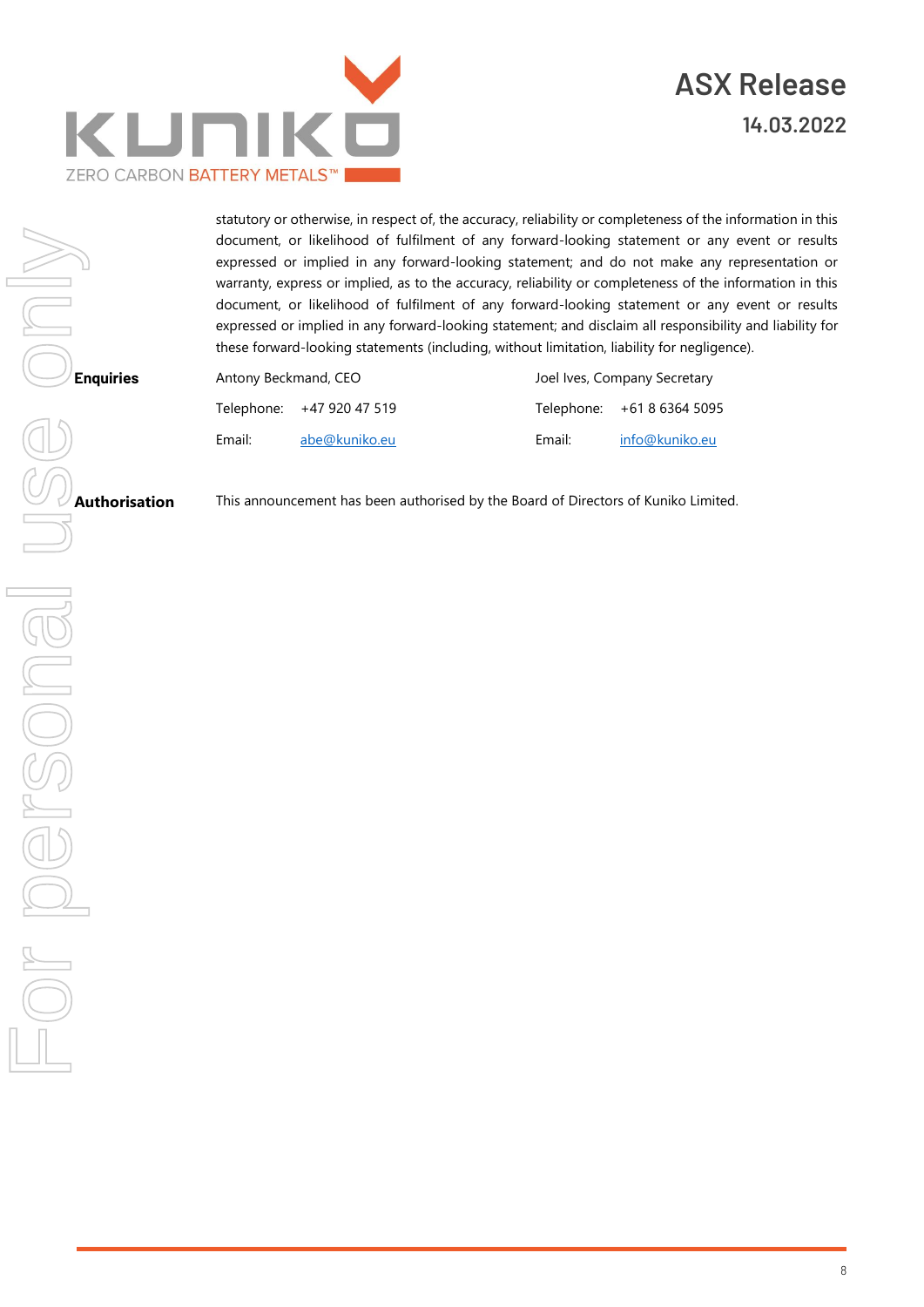statutory or otherwise, in respect of, the accuracy, reliability or completeness of the information in this document, or likelihood of fulfilment of any forward-looking statement or any event or results expressed or implied in any forward-looking statement; and do not make any representation or warranty, express or implied, as to the accuracy, reliability or completeness of the information in this document, or likelihood of fulfilment of any forward-looking statement or any event or results expressed or implied in any forward-looking statement; and disclaim all responsibility and liability for these forward-looking statements (including, without limitation, liability for negligence).

**Enquiries**

Antony Beckmand, CEO

Telephone: +47 920 47 519

Email: abe@kuniko.eu

Joel Ives, Company Secretary

Telephone: +61 8 6364 5095

Email: info@kuniko.eu

**Authorisation**

This announcement has been authorised by the Board of Directors of Kuniko Limited.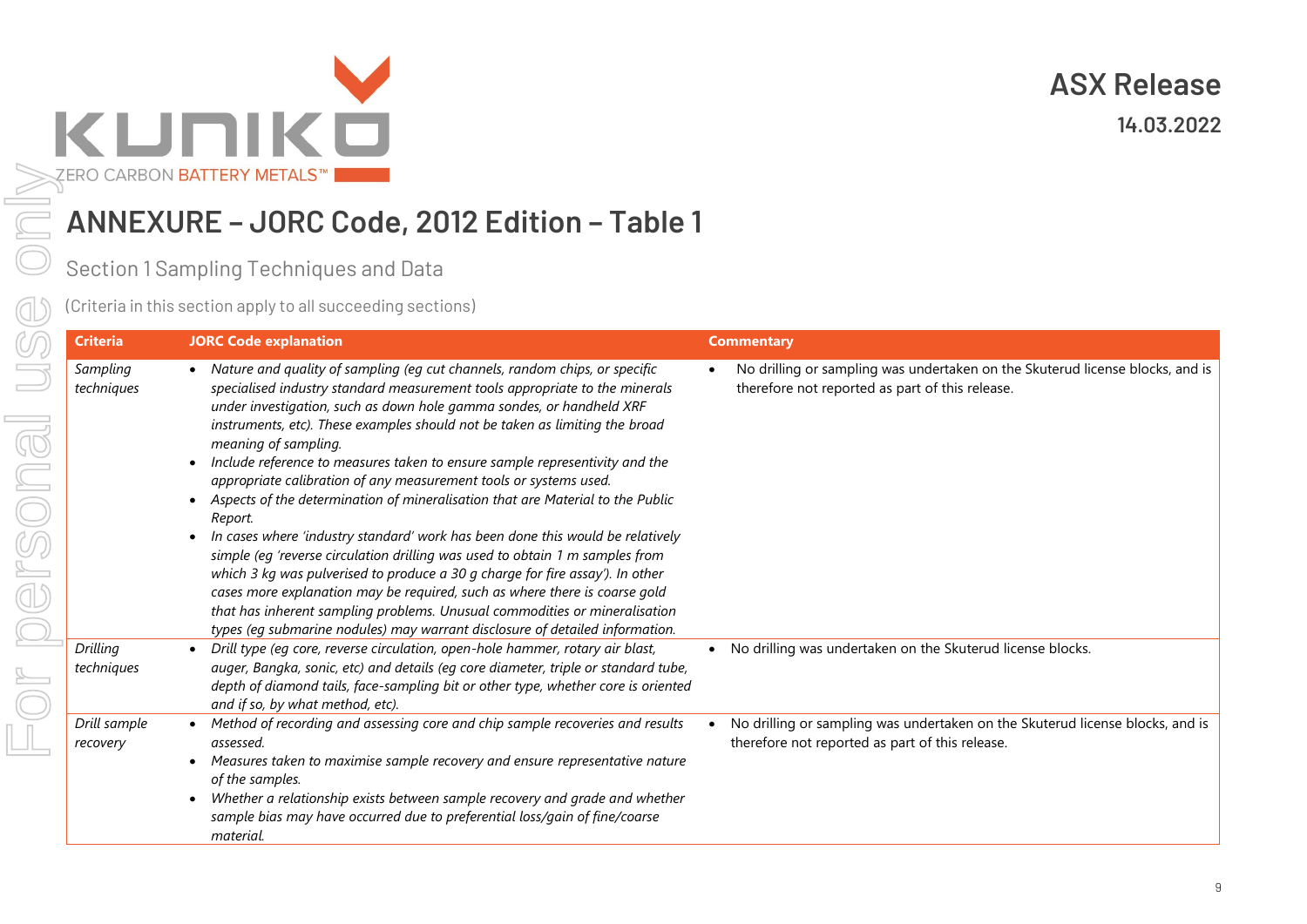# ANNEXURE – JORC Code, 2012 Edition – Table 1

## Section 1 Sampling Techniques and Data

(Criteria in this section apply to all succeeding sections)

| Criteria | JORC Code explanation | Commentary |
|---|---|---|
| *Sampling techniques* | • *Nature and quality of sampling (eg cut channels, random chips, or specific specialised industry standard measurement tools appropriate to the minerals under investigation, such as down hole gamma sondes, or handheld XRF instruments, etc). These examples should not be taken as limiting the broad meaning of sampling.*<br>• *Include reference to measures taken to ensure sample representivity and the appropriate calibration of any measurement tools or systems used.*<br>• *Aspects of the determination of mineralisation that are Material to the Public Report.*<br>• *In cases where 'industry standard' work has been done this would be relatively simple (eg 'reverse circulation drilling was used to obtain 1 m samples from which 3 kg was pulverised to produce a 30 g charge for fire assay'). In other cases more explanation may be required, such as where there is coarse gold that has inherent sampling problems. Unusual commodities or mineralisation types (eg submarine nodules) may warrant disclosure of detailed information.* | • No drilling or sampling was undertaken on the Skuterud license blocks, and is therefore not reported as part of this release. |
| *Drilling techniques* | • *Drill type (eg core, reverse circulation, open-hole hammer, rotary air blast, auger, Bangka, sonic, etc) and details (eg core diameter, triple or standard tube, depth of diamond tails, face-sampling bit or other type, whether core is oriented and if so, by what method, etc).* | • No drilling was undertaken on the Skuterud license blocks. |
| *Drill sample recovery* | • *Method of recording and assessing core and chip sample recoveries and results assessed.*<br>• *Measures taken to maximise sample recovery and ensure representative nature of the samples.*<br>• *Whether a relationship exists between sample recovery and grade and whether sample bias may have occurred due to preferential loss/gain of fine/coarse material.* | • No drilling or sampling was undertaken on the Skuterud license blocks, and is therefore not reported as part of this release. |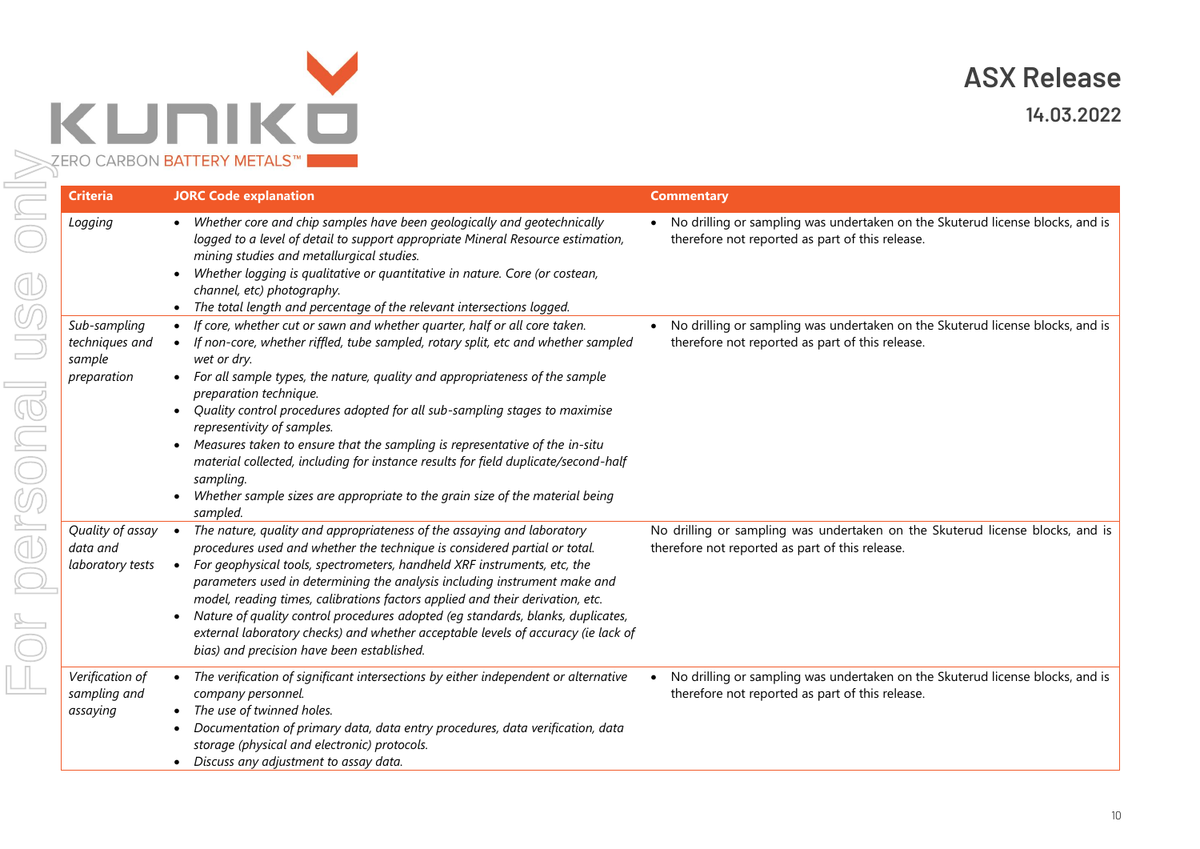| Criteria | JORC Code explanation | Commentary |
|---|---|---|
| *Logging* | • *Whether core and chip samples have been geologically and geotechnically logged to a level of detail to support appropriate Mineral Resource estimation, mining studies and metallurgical studies.*<br>• *Whether logging is qualitative or quantitative in nature. Core (or costean, channel, etc) photography.*<br>• *The total length and percentage of the relevant intersections logged.* | • No drilling or sampling was undertaken on the Skuterud license blocks, and is therefore not reported as part of this release. |
| *Sub-sampling techniques and sample preparation* | • *If core, whether cut or sawn and whether quarter, half or all core taken.*<br>• *If non-core, whether riffled, tube sampled, rotary split, etc and whether sampled wet or dry.*<br>• *For all sample types, the nature, quality and appropriateness of the sample preparation technique.*<br>• *Quality control procedures adopted for all sub-sampling stages to maximise representivity of samples.*<br>• *Measures taken to ensure that the sampling is representative of the in-situ material collected, including for instance results for field duplicate/second-half sampling.*<br>• *Whether sample sizes are appropriate to the grain size of the material being sampled.* | • No drilling or sampling was undertaken on the Skuterud license blocks, and is therefore not reported as part of this release. |
| *Quality of assay data and laboratory tests* | • *The nature, quality and appropriateness of the assaying and laboratory procedures used and whether the technique is considered partial or total.*<br>• *For geophysical tools, spectrometers, handheld XRF instruments, etc, the parameters used in determining the analysis including instrument make and model, reading times, calibrations factors applied and their derivation, etc.*<br>• *Nature of quality control procedures adopted (eg standards, blanks, duplicates, external laboratory checks) and whether acceptable levels of accuracy (ie lack of bias) and precision have been established.* | No drilling or sampling was undertaken on the Skuterud license blocks, and is therefore not reported as part of this release. |
| *Verification of sampling and assaying* | • *The verification of significant intersections by either independent or alternative company personnel.*<br>• *The use of twinned holes.*<br>• *Documentation of primary data, data entry procedures, data verification, data storage (physical and electronic) protocols.*<br>• *Discuss any adjustment to assay data.* | • No drilling or sampling was undertaken on the Skuterud license blocks, and is therefore not reported as part of this release. |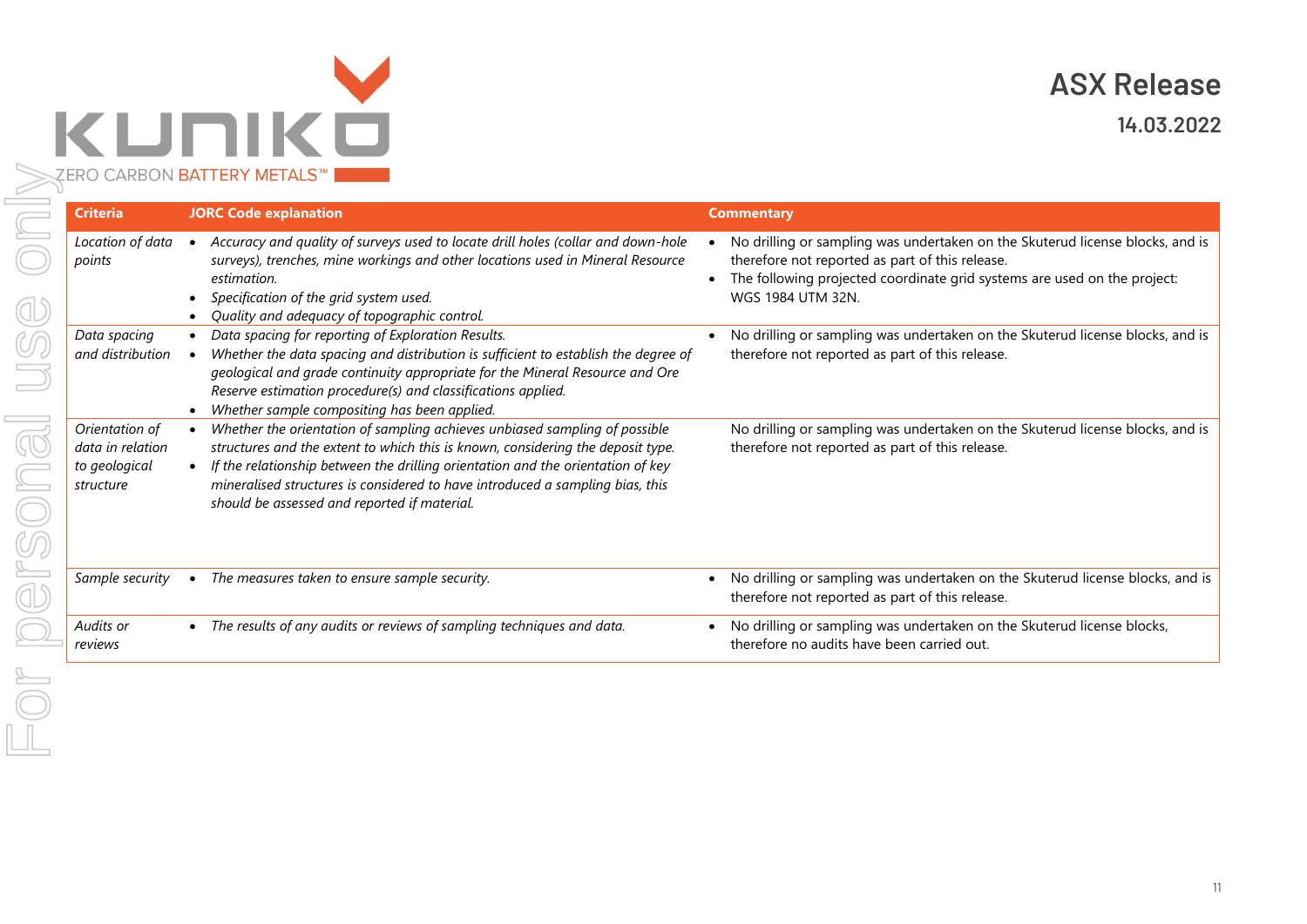| Criteria | JORC Code explanation | Commentary |
|---|---|---|
| *Location of data points* | • *Accuracy and quality of surveys used to locate drill holes (collar and down-hole surveys), trenches, mine workings and other locations used in Mineral Resource estimation.* <br> • *Specification of the grid system used.* <br> • *Quality and adequacy of topographic control.* | • No drilling or sampling was undertaken on the Skuterud license blocks, and is therefore not reported as part of this release. <br> • The following projected coordinate grid systems are used on the project: WGS 1984 UTM 32N. |
| *Data spacing and distribution* | • *Data spacing for reporting of Exploration Results.* <br> • *Whether the data spacing and distribution is sufficient to establish the degree of geological and grade continuity appropriate for the Mineral Resource and Ore Reserve estimation procedure(s) and classifications applied.* <br> • *Whether sample compositing has been applied.* | • No drilling or sampling was undertaken on the Skuterud license blocks, and is therefore not reported as part of this release. |
| *Orientation of data in relation to geological structure* | • *Whether the orientation of sampling achieves unbiased sampling of possible structures and the extent to which this is known, considering the deposit type.* <br> • *If the relationship between the drilling orientation and the orientation of key mineralised structures is considered to have introduced a sampling bias, this should be assessed and reported if material.* | No drilling or sampling was undertaken on the Skuterud license blocks, and is therefore not reported as part of this release. |
| *Sample security* | • *The measures taken to ensure sample security.* | • No drilling or sampling was undertaken on the Skuterud license blocks, and is therefore not reported as part of this release. |
| *Audits or reviews* | • *The results of any audits or reviews of sampling techniques and data.* | • No drilling or sampling was undertaken on the Skuterud license blocks, therefore no audits have been carried out. |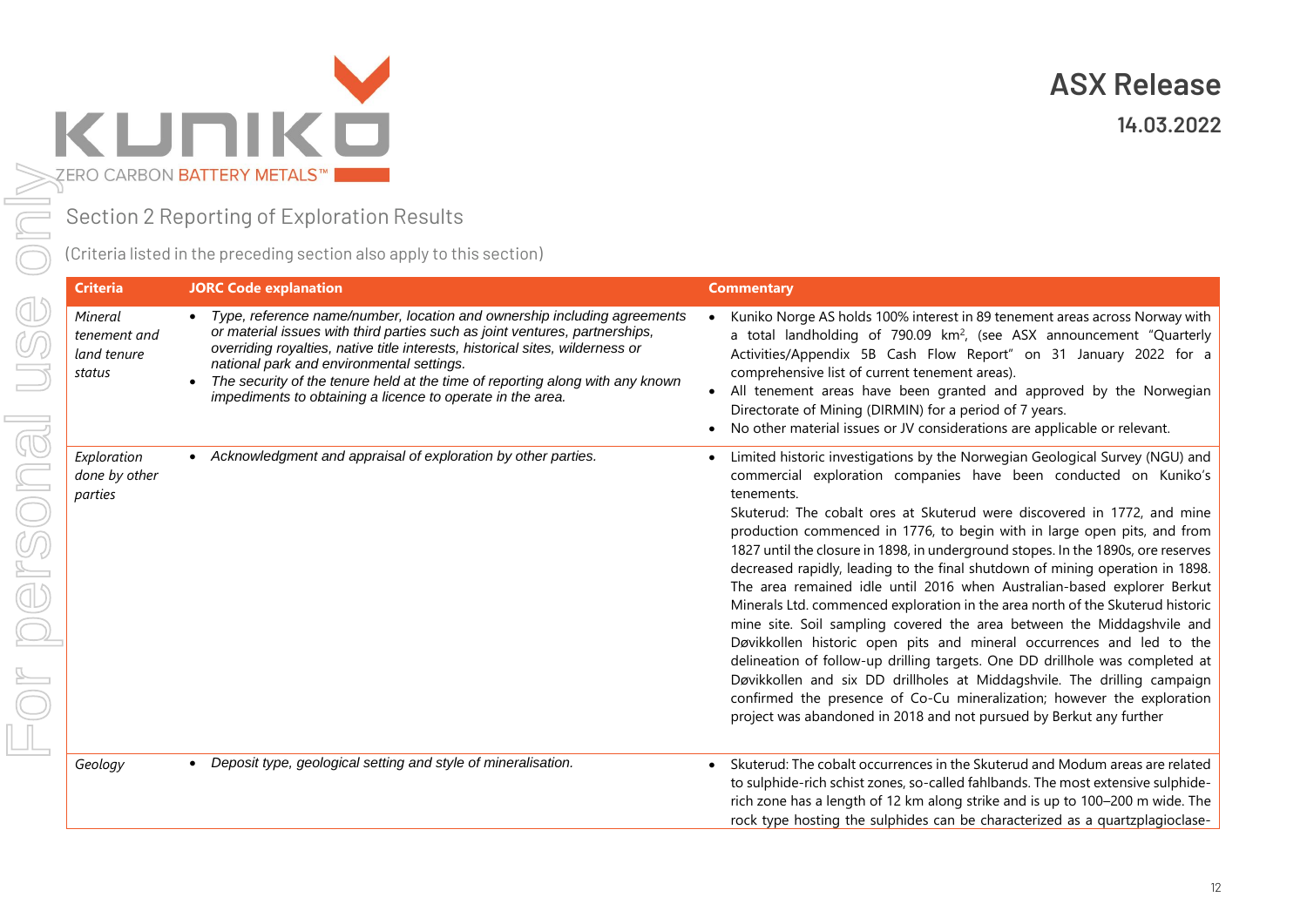## Section 2 Reporting of Exploration Results

(Criteria listed in the preceding section also apply to this section)

| Criteria | JORC Code explanation | Commentary |
|---|---|---|
| *Mineral tenement and land tenure status* | • *Type, reference name/number, location and ownership including agreements or material issues with third parties such as joint ventures, partnerships, overriding royalties, native title interests, historical sites, wilderness or national park and environmental settings.*<br>• *The security of the tenure held at the time of reporting along with any known impediments to obtaining a licence to operate in the area.* | • Kuniko Norge AS holds 100% interest in 89 tenement areas across Norway with a total landholding of 790.09 km$^2$, (see ASX announcement "Quarterly Activities/Appendix 5B Cash Flow Report" on 31 January 2022 for a comprehensive list of current tenement areas).<br>• All tenement areas have been granted and approved by the Norwegian Directorate of Mining (DIRMIN) for a period of 7 years.<br>• No other material issues or JV considerations are applicable or relevant. |
| *Exploration done by other parties* | • *Acknowledgment and appraisal of exploration by other parties.* | • Limited historic investigations by the Norwegian Geological Survey (NGU) and commercial exploration companies have been conducted on Kuniko's tenements.<br>Skuterud: The cobalt ores at Skuterud were discovered in 1772, and mine production commenced in 1776, to begin with in large open pits, and from 1827 until the closure in 1898, in underground stopes. In the 1890s, ore reserves decreased rapidly, leading to the final shutdown of mining operation in 1898. The area remained idle until 2016 when Australian-based explorer Berkut Minerals Ltd. commenced exploration in the area north of the Skuterud historic mine site. Soil sampling covered the area between the Middagshvile and Døvikkollen historic open pits and mineral occurrences and led to the delineation of follow-up drilling targets. One DD drillhole was completed at Døvikkollen and six DD drillholes at Middagshvile. The drilling campaign confirmed the presence of Co-Cu mineralization; however the exploration project was abandoned in 2018 and not pursued by Berkut any further |
| *Geology* | • *Deposit type, geological setting and style of mineralisation.* | • Skuterud: The cobalt occurrences in the Skuterud and Modum areas are related to sulphide-rich schist zones, so-called fahlbands. The most extensive sulphide-rich zone has a length of 12 km along strike and is up to 100–200 m wide. The rock type hosting the sulphides can be characterized as a quartzplagioclase- |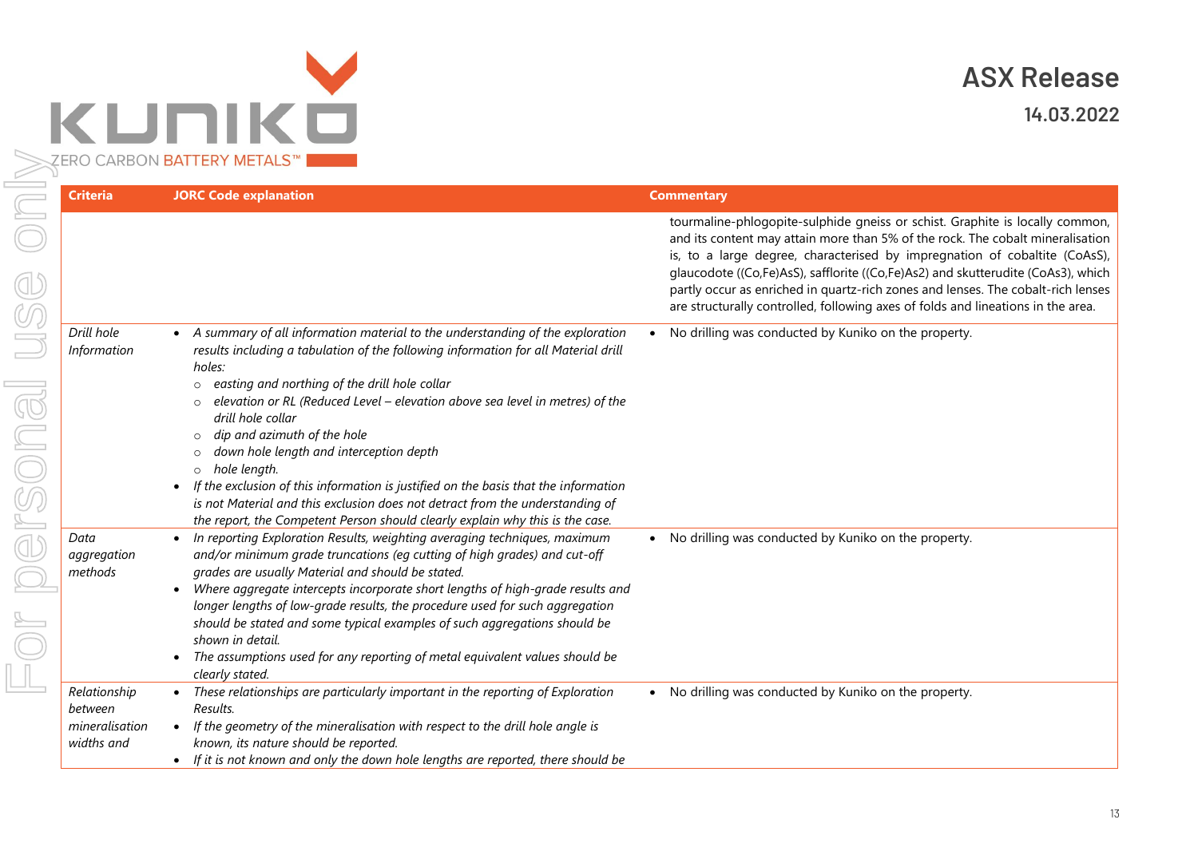| Criteria | JORC Code explanation | Commentary |
|---|---|---|
| | | tourmaline-phlogopite-sulphide gneiss or schist. Graphite is locally common, and its content may attain more than 5% of the rock. The cobalt mineralisation is, to a large degree, characterised by impregnation of cobaltite (CoAsS), glaucodote ((Co,Fe)AsS), safflorite ((Co,Fe)As2) and skutterudite (CoAs3), which partly occur as enriched in quartz-rich zones and lenses. The cobalt-rich lenses are structurally controlled, following axes of folds and lineations in the area. |
| *Drill hole Information* | • *A summary of all information material to the understanding of the exploration results including a tabulation of the following information for all Material drill holes:*<br>  ○ *easting and northing of the drill hole collar*<br>  ○ *elevation or RL (Reduced Level – elevation above sea level in metres) of the drill hole collar*<br>  ○ *dip and azimuth of the hole*<br>  ○ *down hole length and interception depth*<br>  ○ *hole length.*<br>• *If the exclusion of this information is justified on the basis that the information is not Material and this exclusion does not detract from the understanding of the report, the Competent Person should clearly explain why this is the case.* | • No drilling was conducted by Kuniko on the property. |
| *Data aggregation methods* | • *In reporting Exploration Results, weighting averaging techniques, maximum and/or minimum grade truncations (eg cutting of high grades) and cut-off grades are usually Material and should be stated.*<br>• *Where aggregate intercepts incorporate short lengths of high-grade results and longer lengths of low-grade results, the procedure used for such aggregation should be stated and some typical examples of such aggregations should be shown in detail.*<br>• *The assumptions used for any reporting of metal equivalent values should be clearly stated.* | • No drilling was conducted by Kuniko on the property. |
| *Relationship between mineralisation widths and* | • *These relationships are particularly important in the reporting of Exploration Results.*<br>• *If the geometry of the mineralisation with respect to the drill hole angle is known, its nature should be reported.*<br>• *If it is not known and only the down hole lengths are reported, there should be* | • No drilling was conducted by Kuniko on the property. |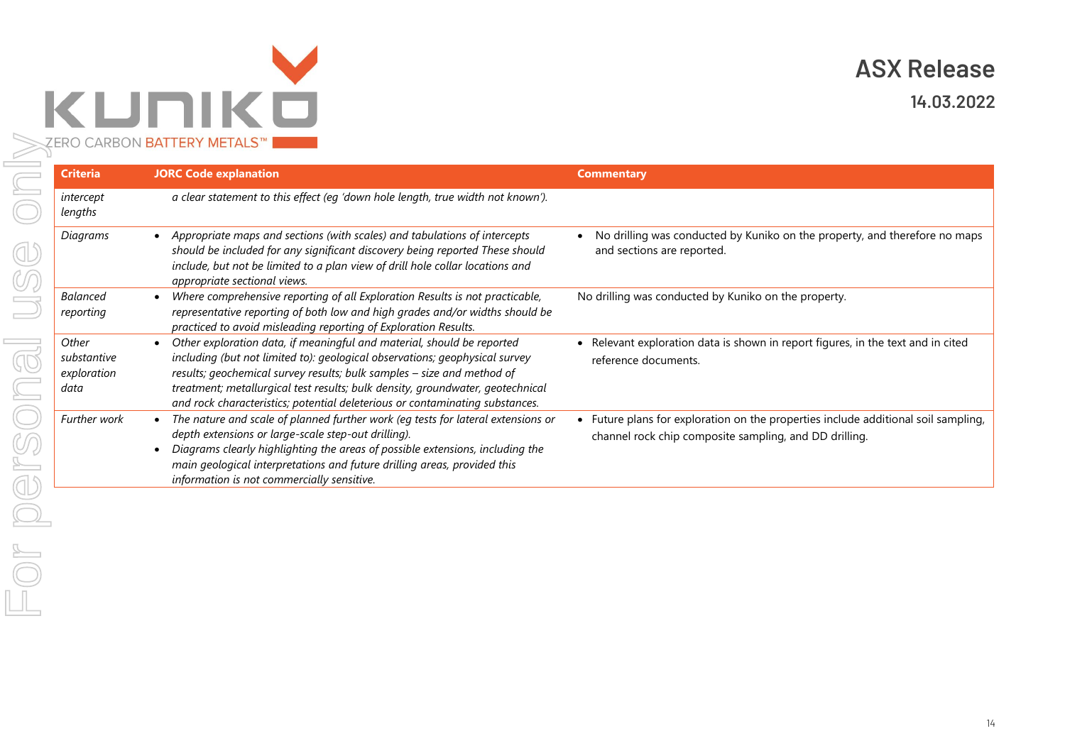| Criteria | JORC Code explanation | Commentary |
| --- | --- | --- |
| *intercept lengths* | *a clear statement to this effect (eg 'down hole length, true width not known').* | |
| *Diagrams* | • *Appropriate maps and sections (with scales) and tabulations of intercepts should be included for any significant discovery being reported These should include, but not be limited to a plan view of drill hole collar locations and appropriate sectional views.* | • No drilling was conducted by Kuniko on the property, and therefore no maps and sections are reported. |
| *Balanced reporting* | • *Where comprehensive reporting of all Exploration Results is not practicable, representative reporting of both low and high grades and/or widths should be practiced to avoid misleading reporting of Exploration Results.* | No drilling was conducted by Kuniko on the property. |
| *Other substantive exploration data* | • *Other exploration data, if meaningful and material, should be reported including (but not limited to): geological observations; geophysical survey results; geochemical survey results; bulk samples – size and method of treatment; metallurgical test results; bulk density, groundwater, geotechnical and rock characteristics; potential deleterious or contaminating substances.* | • Relevant exploration data is shown in report figures, in the text and in cited reference documents. |
| *Further work* | • *The nature and scale of planned further work (eg tests for lateral extensions or depth extensions or large-scale step-out drilling).*<br>• *Diagrams clearly highlighting the areas of possible extensions, including the main geological interpretations and future drilling areas, provided this information is not commercially sensitive.* | • Future plans for exploration on the properties include additional soil sampling, channel rock chip composite sampling, and DD drilling. |